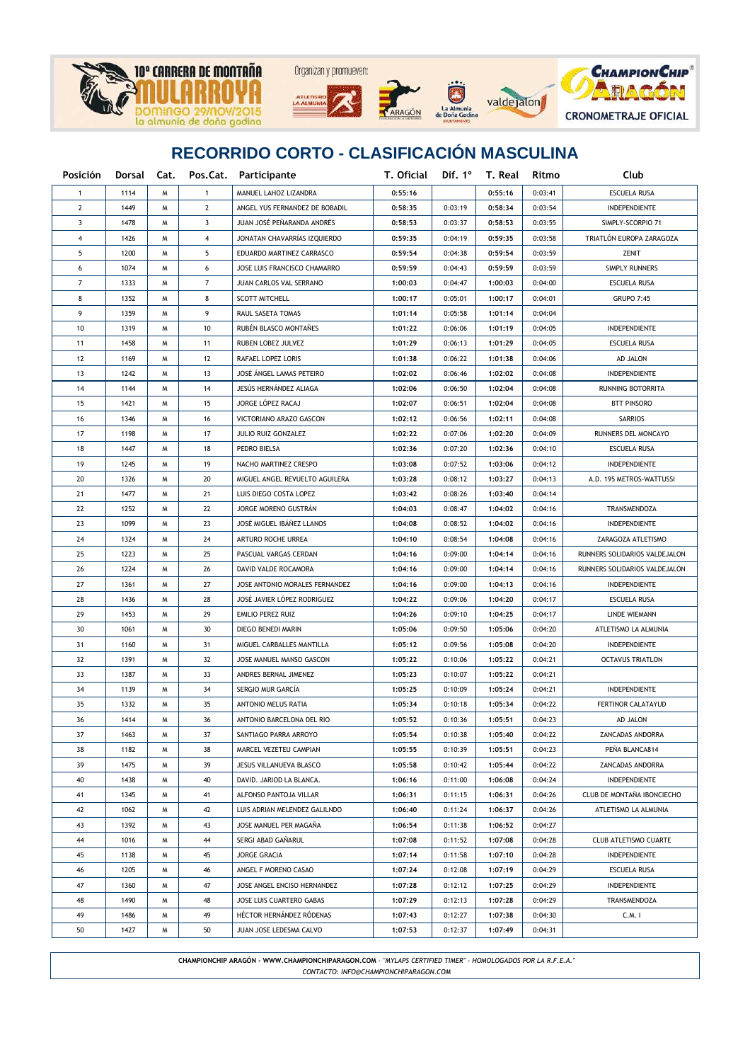# RECORRIDO CORTO - CLASIFICACIÓN MASCULINA

| Posición | Dorsal | Cat. | Pos.Cat. | Participante | T. Oficial | Dif. 1º | T. Real | Ritmo | Club |
|---|---|---|---|---|---|---|---|---|---|
| 1 | 1114 | M | 1 | MANUEL LAHOZ LIZANDRA | 0:55:16 | | 0:55:16 | 0:03:41 | ESCUELA RUSA |
| 2 | 1449 | M | 2 | ANGEL YUS FERNANDEZ DE BOBADIL | 0:58:35 | 0:03:19 | 0:58:34 | 0:03:54 | INDEPENDIENTE |
| 3 | 1478 | M | 3 | JUAN JOSÉ PEÑARANDA ANDRÉS | 0:58:53 | 0:03:37 | 0:58:53 | 0:03:55 | SIMPLY-SCORPIO 71 |
| 4 | 1426 | M | 4 | JONATAN CHAVARRÍAS IZQUIERDO | 0:59:35 | 0:04:19 | 0:59:35 | 0:03:58 | TRIATLÓN EUROPA ZARAGOZA |
| 5 | 1200 | M | 5 | EDUARDO MARTINEZ CARRASCO | 0:59:54 | 0:04:38 | 0:59:54 | 0:03:59 | ZENIT |
| 6 | 1074 | M | 6 | JOSE LUIS FRANCISCO CHAMARRO | 0:59:59 | 0:04:43 | 0:59:59 | 0:03:59 | SIMPLY RUNNERS |
| 7 | 1333 | M | 7 | JUAN CARLOS VAL SERRANO | 1:00:03 | 0:04:47 | 1:00:03 | 0:04:00 | ESCUELA RUSA |
| 8 | 1352 | M | 8 | SCOTT MITCHELL | 1:00:17 | 0:05:01 | 1:00:17 | 0:04:01 | GRUPO 7:45 |
| 9 | 1359 | M | 9 | RAUL SASETA TOMAS | 1:01:14 | 0:05:58 | 1:01:14 | 0:04:04 | |
| 10 | 1319 | M | 10 | RUBÉN BLASCO MONTAÑES | 1:01:22 | 0:06:06 | 1:01:19 | 0:04:05 | INDEPENDIENTE |
| 11 | 1458 | M | 11 | RUBEN LOBEZ JULVEZ | 1:01:29 | 0:06:13 | 1:01:29 | 0:04:05 | ESCUELA RUSA |
| 12 | 1169 | M | 12 | RAFAEL LOPEZ LORIS | 1:01:38 | 0:06:22 | 1:01:38 | 0:04:06 | AD JALON |
| 13 | 1242 | M | 13 | JOSÉ ÁNGEL LAMAS PETEIRO | 1:02:02 | 0:06:46 | 1:02:02 | 0:04:08 | INDEPENDIENTE |
| 14 | 1144 | M | 14 | JESÚS HERNÁNDEZ ALIAGA | 1:02:06 | 0:06:50 | 1:02:04 | 0:04:08 | RUNNING BOTORRITA |
| 15 | 1421 | M | 15 | JORGE LÓPEZ RACAJ | 1:02:07 | 0:06:51 | 1:02:04 | 0:04:08 | BTT PINSORO |
| 16 | 1346 | M | 16 | VICTORIANO ARAZO GASCON | 1:02:12 | 0:06:56 | 1:02:11 | 0:04:08 | SARRIOS |
| 17 | 1198 | M | 17 | JULIO RUIZ GONZALEZ | 1:02:22 | 0:07:06 | 1:02:20 | 0:04:09 | RUNNERS DEL MONCAYO |
| 18 | 1447 | M | 18 | PEDRO BIELSA | 1:02:36 | 0:07:20 | 1:02:36 | 0:04:10 | ESCUELA RUSA |
| 19 | 1245 | M | 19 | NACHO MARTINEZ CRESPO | 1:03:08 | 0:07:52 | 1:03:06 | 0:04:12 | INDEPENDIENTE |
| 20 | 1326 | M | 20 | MIGUEL ANGEL REVUELTO AGUILERA | 1:03:28 | 0:08:12 | 1:03:27 | 0:04:13 | A.D. 195 METROS-WATTUSSI |
| 21 | 1477 | M | 21 | LUIS DIEGO COSTA LOPEZ | 1:03:42 | 0:08:26 | 1:03:40 | 0:04:14 | |
| 22 | 1252 | M | 22 | JORGE MORENO GUSTRÁN | 1:04:03 | 0:08:47 | 1:04:02 | 0:04:16 | TRANSMENDOZA |
| 23 | 1099 | M | 23 | JOSÉ MIGUEL IBÁÑEZ LLANOS | 1:04:08 | 0:08:52 | 1:04:02 | 0:04:16 | INDEPENDIENTE |
| 24 | 1324 | M | 24 | ARTURO ROCHE URREA | 1:04:10 | 0:08:54 | 1:04:08 | 0:04:16 | ZARAGOZA ATLETISMO |
| 25 | 1223 | M | 25 | PASCUAL VARGAS CERDAN | 1:04:16 | 0:09:00 | 1:04:14 | 0:04:16 | RUNNERS SOLIDARIOS VALDEJALON |
| 26 | 1224 | M | 26 | DAVID VALDE ROCAMORA | 1:04:16 | 0:09:00 | 1:04:14 | 0:04:16 | RUNNERS SOLIDARIOS VALDEJALON |
| 27 | 1361 | M | 27 | JOSE ANTONIO MORALES FERNANDEZ | 1:04:16 | 0:09:00 | 1:04:13 | 0:04:16 | INDEPENDIENTE |
| 28 | 1436 | M | 28 | JOSÉ JAVIER LÓPEZ RODRIGUEZ | 1:04:22 | 0:09:06 | 1:04:20 | 0:04:17 | ESCUELA RUSA |
| 29 | 1453 | M | 29 | EMILIO PEREZ RUIZ | 1:04:26 | 0:09:10 | 1:04:25 | 0:04:17 | LINDE WIEMANN |
| 30 | 1061 | M | 30 | DIEGO BENEDI MARIN | 1:05:06 | 0:09:50 | 1:05:06 | 0:04:20 | ATLETISMO LA ALMUNIA |
| 31 | 1160 | M | 31 | MIGUEL CARBALLES MANTILLA | 1:05:12 | 0:09:56 | 1:05:08 | 0:04:20 | INDEPENDIENTE |
| 32 | 1391 | M | 32 | JOSE MANUEL MANSO GASCON | 1:05:22 | 0:10:06 | 1:05:22 | 0:04:21 | OCTAVUS TRIATLON |
| 33 | 1387 | M | 33 | ANDRES BERNAL JIMENEZ | 1:05:23 | 0:10:07 | 1:05:22 | 0:04:21 | |
| 34 | 1139 | M | 34 | SERGIO MUR GARCÍA | 1:05:25 | 0:10:09 | 1:05:24 | 0:04:21 | INDEPENDIENTE |
| 35 | 1332 | M | 35 | ANTONIO MELUS RATIA | 1:05:34 | 0:10:18 | 1:05:34 | 0:04:22 | FERTINOR CALATAYUD |
| 36 | 1414 | M | 36 | ANTONIO BARCELONA DEL RIO | 1:05:52 | 0:10:36 | 1:05:51 | 0:04:23 | AD JALON |
| 37 | 1463 | M | 37 | SANTIAGO PARRA ARROYO | 1:05:54 | 0:10:38 | 1:05:40 | 0:04:22 | ZANCADAS ANDORRA |
| 38 | 1182 | M | 38 | MARCEL VEZETEU CAMPIAN | 1:05:55 | 0:10:39 | 1:05:51 | 0:04:23 | PEÑA BLANCA814 |
| 39 | 1475 | M | 39 | JESUS VILLANUEVA BLASCO | 1:05:58 | 0:10:42 | 1:05:44 | 0:04:22 | ZANCADAS ANDORRA |
| 40 | 1438 | M | 40 | DAVID. JARIOD LA BLANCA. | 1:06:16 | 0:11:00 | 1:06:08 | 0:04:24 | INDEPENDIENTE |
| 41 | 1345 | M | 41 | ALFONSO PANTOJA VILLAR | 1:06:31 | 0:11:15 | 1:06:31 | 0:04:26 | CLUB DE MONTAÑA IBONCIECHO |
| 42 | 1062 | M | 42 | LUIS ADRIAN MELENDEZ GALILNDO | 1:06:40 | 0:11:24 | 1:06:37 | 0:04:26 | ATLETISMO LA ALMUNIA |
| 43 | 1392 | M | 43 | JOSE MANUEL PER MAGAÑA | 1:06:54 | 0:11:38 | 1:06:52 | 0:04:27 | |
| 44 | 1016 | M | 44 | SERGI ABAD GAÑARUL | 1:07:08 | 0:11:52 | 1:07:08 | 0:04:28 | CLUB ATLETISMO CUARTE |
| 45 | 1138 | M | 45 | JORGE GRACIA | 1:07:14 | 0:11:58 | 1:07:10 | 0:04:28 | INDEPENDIENTE |
| 46 | 1205 | M | 46 | ANGEL F MORENO CASAO | 1:07:24 | 0:12:08 | 1:07:19 | 0:04:29 | ESCUELA RUSA |
| 47 | 1360 | M | 47 | JOSE ANGEL ENCISO HERNANDEZ | 1:07:28 | 0:12:12 | 1:07:25 | 0:04:29 | INDEPENDIENTE |
| 48 | 1490 | M | 48 | JOSE LUIS CUARTERO GABAS | 1:07:29 | 0:12:13 | 1:07:28 | 0:04:29 | TRANSMENDOZA |
| 49 | 1486 | M | 49 | HÉCTOR HERNÁNDEZ RÓDENAS | 1:07:43 | 0:12:27 | 1:07:38 | 0:04:30 | C.M. I |
| 50 | 1427 | M | 50 | JUAN JOSE LEDESMA CALVO | 1:07:53 | 0:12:37 | 1:07:49 | 0:04:31 | |

**CHAMPIONCHIP ARAGÓN - WWW.CHAMPIONCHIPARAGON.COM** - *"MYLAPS CERTIFIED TIMER" - HOMOLOGADOS POR LA R.F.E.A."*
*CONTACTO: INFO@CHAMPIONCHIPARAGON.COM*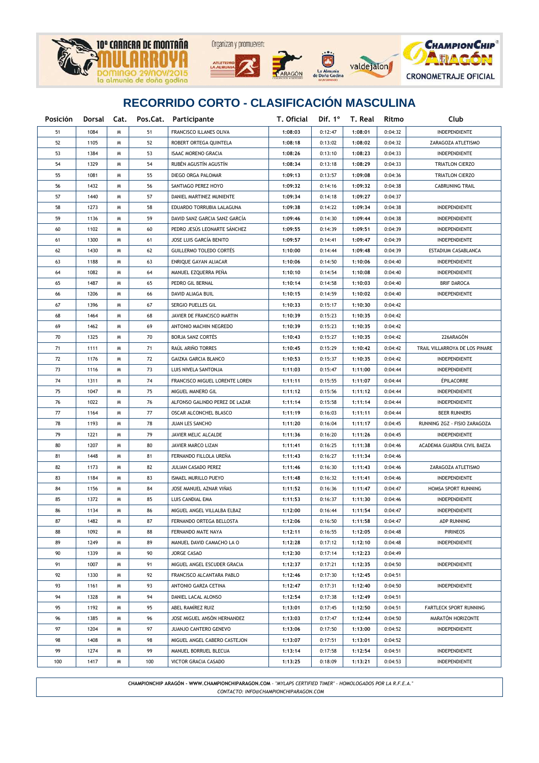## RECORRIDO CORTO - CLASIFICACIÓN MASCULINA

| Posición | Dorsal | Cat. | Pos.Cat. | Participante | T. Oficial | Dif. 1º | T. Real | Ritmo | Club |
|---|---|---|---|---|---|---|---|---|---|
| 51 | 1084 | M | 51 | FRANCISCO ILLANES OLIVA | 1:08:03 | 0:12:47 | 1:08:01 | 0:04:32 | INDEPENDIENTE |
| 52 | 1105 | M | 52 | ROBERT ORTEGA QUINTELA | 1:08:18 | 0:13:02 | 1:08:02 | 0:04:32 | ZARAGOZA ATLETISMO |
| 53 | 1384 | M | 53 | ISAAC MORENO GRACIA | 1:08:26 | 0:13:10 | 1:08:23 | 0:04:33 | INDEPENDIENTE |
| 54 | 1329 | M | 54 | RUBÉN AGUSTÍN AGUSTÍN | 1:08:34 | 0:13:18 | 1:08:29 | 0:04:33 | TRIATLON CIERZO |
| 55 | 1081 | M | 55 | DIEGO ORGA PALOMAR | 1:09:13 | 0:13:57 | 1:09:08 | 0:04:36 | TRIATLON CIERZO |
| 56 | 1432 | M | 56 | SANTIAGO PEREZ HOYO | 1:09:32 | 0:14:16 | 1:09:32 | 0:04:38 | CABRUNING TRAIL |
| 57 | 1440 | M | 57 | DANIEL MARTINEZ MUNIENTE | 1:09:34 | 0:14:18 | 1:09:27 | 0:04:37 | |
| 58 | 1273 | M | 58 | EDUARDO TORRUBIA LALAGUNA | 1:09:38 | 0:14:22 | 1:09:34 | 0:04:38 | INDEPENDIENTE |
| 59 | 1136 | M | 59 | DAVID SANZ GARCIA SANZ GARCÍA | 1:09:46 | 0:14:30 | 1:09:44 | 0:04:38 | INDEPENDIENTE |
| 60 | 1102 | M | 60 | PEDRO JESÚS LEONARTE SÁNCHEZ | 1:09:55 | 0:14:39 | 1:09:51 | 0:04:39 | INDEPENDIENTE |
| 61 | 1300 | M | 61 | JOSE LUIS GARCÍA BENITO | 1:09:57 | 0:14:41 | 1:09:47 | 0:04:39 | INDEPENDIENTE |
| 62 | 1430 | M | 62 | GUILLERMO TOLEDO CORTÉS | 1:10:00 | 0:14:44 | 1:09:48 | 0:04:39 | ESTADIUM CASABLANCA |
| 63 | 1188 | M | 63 | ENRIQUE GAYAN ALIACAR | 1:10:06 | 0:14:50 | 1:10:06 | 0:04:40 | INDEPENDIENTE |
| 64 | 1082 | M | 64 | MANUEL EZQUERRA PEÑA | 1:10:10 | 0:14:54 | 1:10:08 | 0:04:40 | INDEPENDIENTE |
| 65 | 1487 | M | 65 | PEDRO GIL BERNAL | 1:10:14 | 0:14:58 | 1:10:03 | 0:04:40 | BRIF DAROCA |
| 66 | 1206 | M | 66 | DAVID ALIAGA BUIL | 1:10:15 | 0:14:59 | 1:10:02 | 0:04:40 | INDEPENDIENTE |
| 67 | 1396 | M | 67 | SERGIO PUELLES GIL | 1:10:33 | 0:15:17 | 1:10:30 | 0:04:42 | |
| 68 | 1464 | M | 68 | JAVIER DE FRANCISCO MARTIN | 1:10:39 | 0:15:23 | 1:10:35 | 0:04:42 | |
| 69 | 1462 | M | 69 | ANTONIO MACHIN NEGREDO | 1:10:39 | 0:15:23 | 1:10:35 | 0:04:42 | |
| 70 | 1325 | M | 70 | BORJA SANZ CORTÉS | 1:10:43 | 0:15:27 | 1:10:35 | 0:04:42 | 226ARAGÓN |
| 71 | 1111 | M | 71 | RAÚL ARIÑO TORRES | 1:10:45 | 0:15:29 | 1:10:42 | 0:04:42 | TRAIL VILLARROYA DE LOS PINARE |
| 72 | 1176 | M | 72 | GAIZKA GARCIA BLANCO | 1:10:53 | 0:15:37 | 1:10:35 | 0:04:42 | INDEPENDIENTE |
| 73 | 1116 | M | 73 | LUIS NIVELA SANTONJA | 1:11:03 | 0:15:47 | 1:11:00 | 0:04:44 | INDEPENDIENTE |
| 74 | 1311 | M | 74 | FRANCISCO MIGUEL LORENTE LOREN | 1:11:11 | 0:15:55 | 1:11:07 | 0:04:44 | ÉPILACORRE |
| 75 | 1047 | M | 75 | MIGUEL MANERO GIL | 1:11:12 | 0:15:56 | 1:11:12 | 0:04:44 | INDEPENDIENTE |
| 76 | 1022 | M | 76 | ALFONSO GALINDO PEREZ DE LAZAR | 1:11:14 | 0:15:58 | 1:11:14 | 0:04:44 | INDEPENDIENTE |
| 77 | 1164 | M | 77 | OSCAR ALCONCHEL BLASCO | 1:11:19 | 0:16:03 | 1:11:11 | 0:04:44 | BEER RUNNERS |
| 78 | 1193 | M | 78 | JUAN LES SANCHO | 1:11:20 | 0:16:04 | 1:11:17 | 0:04:45 | RUNNING ZGZ - FISIO ZARAGOZA |
| 79 | 1221 | M | 79 | JAVIER MELIC ALCALDE | 1:11:36 | 0:16:20 | 1:11:26 | 0:04:45 | INDEPENDIENTE |
| 80 | 1207 | M | 80 | JAVIER MARCO LIZAN | 1:11:41 | 0:16:25 | 1:11:38 | 0:04:46 | ACADEMIA GUARDIA CIVIL BAEZA |
| 81 | 1448 | M | 81 | FERNANDO FILLOLA UREÑA | 1:11:43 | 0:16:27 | 1:11:34 | 0:04:46 | |
| 82 | 1173 | M | 82 | JULIAN CASADO PEREZ | 1:11:46 | 0:16:30 | 1:11:43 | 0:04:46 | ZARAGOZA ATLETISMO |
| 83 | 1184 | M | 83 | ISMAEL MURILLO PUEYO | 1:11:48 | 0:16:32 | 1:11:41 | 0:04:46 | INDEPENDIENTE |
| 84 | 1156 | M | 84 | JOSE MANUEL AZNAR VIÑAS | 1:11:52 | 0:16:36 | 1:11:47 | 0:04:47 | HOMSA SPORT RUNNING |
| 85 | 1372 | M | 85 | LUIS CANDIAL EMA | 1:11:53 | 0:16:37 | 1:11:30 | 0:04:46 | INDEPENDIENTE |
| 86 | 1134 | M | 86 | MIGUEL ANGEL VILLALBA ELBAZ | 1:12:00 | 0:16:44 | 1:11:54 | 0:04:47 | INDEPENDIENTE |
| 87 | 1482 | M | 87 | FERNANDO ORTEGA BELLOSTA | 1:12:06 | 0:16:50 | 1:11:58 | 0:04:47 | ADP RUNNING |
| 88 | 1092 | M | 88 | FERNANDO MATE NAYA | 1:12:11 | 0:16:55 | 1:12:05 | 0:04:48 | PIRINEOS |
| 89 | 1249 | M | 89 | MANUEL DAVID CAMACHO LA O | 1:12:28 | 0:17:12 | 1:12:10 | 0:04:48 | INDEPENDIENTE |
| 90 | 1339 | M | 90 | JORGE CASAO | 1:12:30 | 0:17:14 | 1:12:23 | 0:04:49 | |
| 91 | 1007 | M | 91 | MIGUEL ANGEL ESCUDER GRACIA | 1:12:37 | 0:17:21 | 1:12:35 | 0:04:50 | INDEPENDIENTE |
| 92 | 1330 | M | 92 | FRANCISCO ALCANTARA PABLO | 1:12:46 | 0:17:30 | 1:12:45 | 0:04:51 | |
| 93 | 1161 | M | 93 | ANTONIO GARZA CETINA | 1:12:47 | 0:17:31 | 1:12:40 | 0:04:50 | INDEPENDIENTE |
| 94 | 1328 | M | 94 | DANIEL LACAL ALONSO | 1:12:54 | 0:17:38 | 1:12:49 | 0:04:51 | |
| 95 | 1192 | M | 95 | ABEL RAMÍREZ RUIZ | 1:13:01 | 0:17:45 | 1:12:50 | 0:04:51 | FARTLECK SPORT RUNNING |
| 96 | 1385 | M | 96 | JOSE MIGUEL ANSÓN HERNANDEZ | 1:13:03 | 0:17:47 | 1:12:44 | 0:04:50 | MARATÓN HORIZONTE |
| 97 | 1204 | M | 97 | JUANJO CANTERO GENEVO | 1:13:06 | 0:17:50 | 1:13:00 | 0:04:52 | INDEPENDIENTE |
| 98 | 1408 | M | 98 | MIGUEL ANGEL CABERO CASTEJON | 1:13:07 | 0:17:51 | 1:13:01 | 0:04:52 | |
| 99 | 1274 | M | 99 | MANUEL BORRUEL BLECUA | 1:13:14 | 0:17:58 | 1:12:54 | 0:04:51 | INDEPENDIENTE |
| 100 | 1417 | M | 100 | VICTOR GRACIA CASADO | 1:13:25 | 0:18:09 | 1:13:21 | 0:04:53 | INDEPENDIENTE |

**CHAMPIONCHIP ARAGÓN - WWW.CHAMPIONCHIPARAGON.COM** - *"MYLAPS CERTIFIED TIMER" - HOMOLOGADOS POR LA R.F.E.A."*
*CONTACTO: INFO@CHAMPIONCHIPARAGON.COM*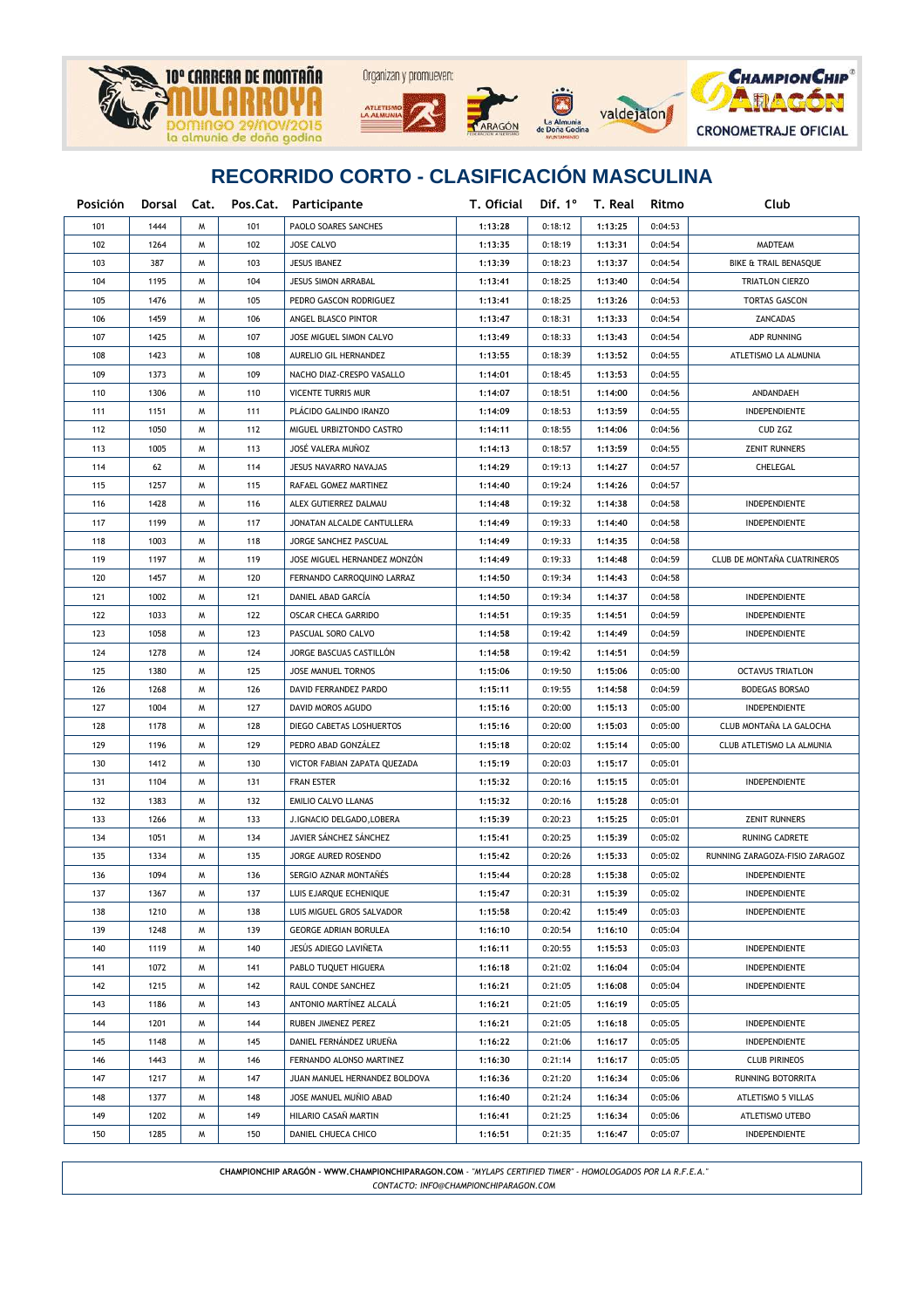## RECORRIDO CORTO - CLASIFICACIÓN MASCULINA

| Posición | Dorsal | Cat. | Pos.Cat. | Participante | T. Oficial | Dif. 1º | T. Real | Ritmo | Club |
|---|---|---|---|---|---|---|---|---|---|
| 101 | 1444 | M | 101 | PAOLO SOARES SANCHES | 1:13:28 | 0:18:12 | 1:13:25 | 0:04:53 | |
| 102 | 1264 | M | 102 | JOSE CALVO | 1:13:35 | 0:18:19 | 1:13:31 | 0:04:54 | MADTEAM |
| 103 | 387 | M | 103 | JESUS IBANEZ | 1:13:39 | 0:18:23 | 1:13:37 | 0:04:54 | BIKE & TRAIL BENASQUE |
| 104 | 1195 | M | 104 | JESUS SIMON ARRABAL | 1:13:41 | 0:18:25 | 1:13:40 | 0:04:54 | TRIATLON CIERZO |
| 105 | 1476 | M | 105 | PEDRO GASCON RODRIGUEZ | 1:13:41 | 0:18:25 | 1:13:26 | 0:04:53 | TORTAS GASCON |
| 106 | 1459 | M | 106 | ANGEL BLASCO PINTOR | 1:13:47 | 0:18:31 | 1:13:33 | 0:04:54 | ZANCADAS |
| 107 | 1425 | M | 107 | JOSE MIGUEL SIMON CALVO | 1:13:49 | 0:18:33 | 1:13:43 | 0:04:54 | ADP RUNNING |
| 108 | 1423 | M | 108 | AURELIO GIL HERNANDEZ | 1:13:55 | 0:18:39 | 1:13:52 | 0:04:55 | ATLETISMO LA ALMUNIA |
| 109 | 1373 | M | 109 | NACHO DIAZ-CRESPO VASALLO | 1:14:01 | 0:18:45 | 1:13:53 | 0:04:55 | |
| 110 | 1306 | M | 110 | VICENTE TURRIS MUR | 1:14:07 | 0:18:51 | 1:14:00 | 0:04:56 | ANDANDAEH |
| 111 | 1151 | M | 111 | PLÁCIDO GALINDO IRANZO | 1:14:09 | 0:18:53 | 1:13:59 | 0:04:55 | INDEPENDIENTE |
| 112 | 1050 | M | 112 | MIGUEL URBIZTONDO CASTRO | 1:14:11 | 0:18:55 | 1:14:06 | 0:04:56 | CUD ZGZ |
| 113 | 1005 | M | 113 | JOSÉ VALERA MUÑOZ | 1:14:13 | 0:18:57 | 1:13:59 | 0:04:55 | ZENIT RUNNERS |
| 114 | 62 | M | 114 | JESUS NAVARRO NAVAJAS | 1:14:29 | 0:19:13 | 1:14:27 | 0:04:57 | CHELEGAL |
| 115 | 1257 | M | 115 | RAFAEL GOMEZ MARTINEZ | 1:14:40 | 0:19:24 | 1:14:26 | 0:04:57 | |
| 116 | 1428 | M | 116 | ALEX GUTIERREZ DALMAU | 1:14:48 | 0:19:32 | 1:14:38 | 0:04:58 | INDEPENDIENTE |
| 117 | 1199 | M | 117 | JONATAN ALCALDE CANTULLERA | 1:14:49 | 0:19:33 | 1:14:40 | 0:04:58 | INDEPENDIENTE |
| 118 | 1003 | M | 118 | JORGE SANCHEZ PASCUAL | 1:14:49 | 0:19:33 | 1:14:35 | 0:04:58 | |
| 119 | 1197 | M | 119 | JOSE MIGUEL HERNANDEZ MONZÓN | 1:14:49 | 0:19:33 | 1:14:48 | 0:04:59 | CLUB DE MONTAÑA CUATRINEROS |
| 120 | 1457 | M | 120 | FERNANDO CARROQUINO LARRAZ | 1:14:50 | 0:19:34 | 1:14:43 | 0:04:58 | |
| 121 | 1002 | M | 121 | DANIEL ABAD GARCÍA | 1:14:50 | 0:19:34 | 1:14:37 | 0:04:58 | INDEPENDIENTE |
| 122 | 1033 | M | 122 | OSCAR CHECA GARRIDO | 1:14:51 | 0:19:35 | 1:14:51 | 0:04:59 | INDEPENDIENTE |
| 123 | 1058 | M | 123 | PASCUAL SORO CALVO | 1:14:58 | 0:19:42 | 1:14:49 | 0:04:59 | INDEPENDIENTE |
| 124 | 1278 | M | 124 | JORGE BASCUAS CASTILLÓN | 1:14:58 | 0:19:42 | 1:14:51 | 0:04:59 | |
| 125 | 1380 | M | 125 | JOSE MANUEL TORNOS | 1:15:06 | 0:19:50 | 1:15:06 | 0:05:00 | OCTAVUS TRIATLON |
| 126 | 1268 | M | 126 | DAVID FERRANDEZ PARDO | 1:15:11 | 0:19:55 | 1:14:58 | 0:04:59 | BODEGAS BORSAO |
| 127 | 1004 | M | 127 | DAVID MOROS AGUDO | 1:15:16 | 0:20:00 | 1:15:13 | 0:05:00 | INDEPENDIENTE |
| 128 | 1178 | M | 128 | DIEGO CABETAS LOSHUERTOS | 1:15:16 | 0:20:00 | 1:15:03 | 0:05:00 | CLUB MONTAÑA LA GALOCHA |
| 129 | 1196 | M | 129 | PEDRO ABAD GONZÁLEZ | 1:15:18 | 0:20:02 | 1:15:14 | 0:05:00 | CLUB ATLETISMO LA ALMUNIA |
| 130 | 1412 | M | 130 | VICTOR FABIAN ZAPATA QUEZADA | 1:15:19 | 0:20:03 | 1:15:17 | 0:05:01 | |
| 131 | 1104 | M | 131 | FRAN ESTER | 1:15:32 | 0:20:16 | 1:15:15 | 0:05:01 | INDEPENDIENTE |
| 132 | 1383 | M | 132 | EMILIO CALVO LLANAS | 1:15:32 | 0:20:16 | 1:15:28 | 0:05:01 | |
| 133 | 1266 | M | 133 | J.IGNACIO DELGADO,LOBERA | 1:15:39 | 0:20:23 | 1:15:25 | 0:05:01 | ZENIT RUNNERS |
| 134 | 1051 | M | 134 | JAVIER SÁNCHEZ SÁNCHEZ | 1:15:41 | 0:20:25 | 1:15:39 | 0:05:02 | RUNING CADRETE |
| 135 | 1334 | M | 135 | JORGE AURED ROSENDO | 1:15:42 | 0:20:26 | 1:15:33 | 0:05:02 | RUNNING ZARAGOZA-FISIO ZARAGOZ |
| 136 | 1094 | M | 136 | SERGIO AZNAR MONTAÑÉS | 1:15:44 | 0:20:28 | 1:15:38 | 0:05:02 | INDEPENDIENTE |
| 137 | 1367 | M | 137 | LUIS EJARQUE ECHENIQUE | 1:15:47 | 0:20:31 | 1:15:39 | 0:05:02 | INDEPENDIENTE |
| 138 | 1210 | M | 138 | LUIS MIGUEL GROS SALVADOR | 1:15:58 | 0:20:42 | 1:15:49 | 0:05:03 | INDEPENDIENTE |
| 139 | 1248 | M | 139 | GEORGE ADRIAN BORULEA | 1:16:10 | 0:20:54 | 1:16:10 | 0:05:04 | |
| 140 | 1119 | M | 140 | JESÚS ADIEGO LAVIÑETA | 1:16:11 | 0:20:55 | 1:15:53 | 0:05:03 | INDEPENDIENTE |
| 141 | 1072 | M | 141 | PABLO TUQUET HIGUERA | 1:16:18 | 0:21:02 | 1:16:04 | 0:05:04 | INDEPENDIENTE |
| 142 | 1215 | M | 142 | RAUL CONDE SANCHEZ | 1:16:21 | 0:21:05 | 1:16:08 | 0:05:04 | INDEPENDIENTE |
| 143 | 1186 | M | 143 | ANTONIO MARTÍNEZ ALCALÁ | 1:16:21 | 0:21:05 | 1:16:19 | 0:05:05 | |
| 144 | 1201 | M | 144 | RUBEN JIMENEZ PEREZ | 1:16:21 | 0:21:05 | 1:16:18 | 0:05:05 | INDEPENDIENTE |
| 145 | 1148 | M | 145 | DANIEL FERNÁNDEZ URUEÑA | 1:16:22 | 0:21:06 | 1:16:17 | 0:05:05 | INDEPENDIENTE |
| 146 | 1443 | M | 146 | FERNANDO ALONSO MARTINEZ | 1:16:30 | 0:21:14 | 1:16:17 | 0:05:05 | CLUB PIRINEOS |
| 147 | 1217 | M | 147 | JUAN MANUEL HERNANDEZ BOLDOVA | 1:16:36 | 0:21:20 | 1:16:34 | 0:05:06 | RUNNING BOTORRITA |
| 148 | 1377 | M | 148 | JOSE MANUEL MUÑIO ABAD | 1:16:40 | 0:21:24 | 1:16:34 | 0:05:06 | ATLETISMO 5 VILLAS |
| 149 | 1202 | M | 149 | HILARIO CASAÑ MARTIN | 1:16:41 | 0:21:25 | 1:16:34 | 0:05:06 | ATLETISMO UTEBO |
| 150 | 1285 | M | 150 | DANIEL CHUECA CHICO | 1:16:51 | 0:21:35 | 1:16:47 | 0:05:07 | INDEPENDIENTE |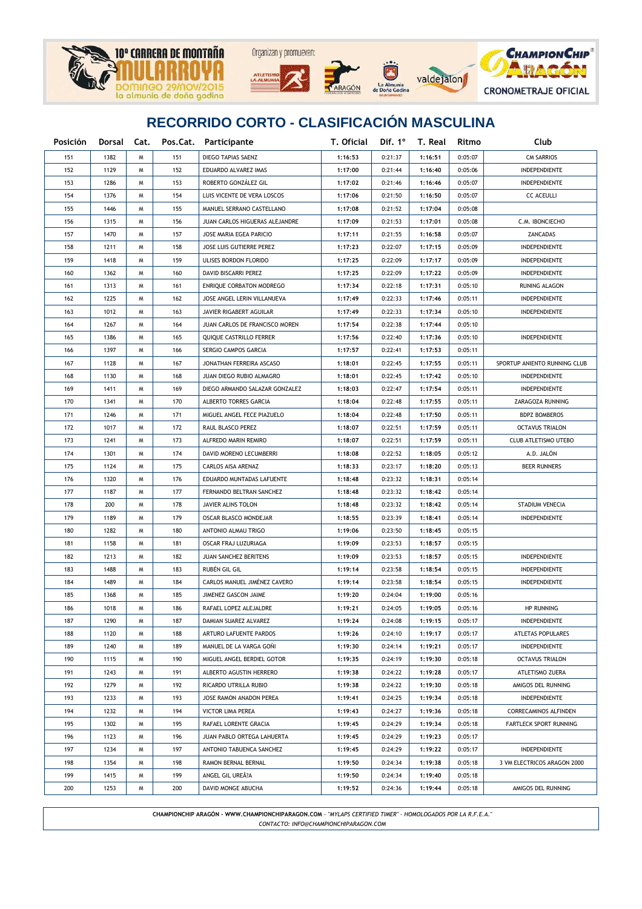# RECORRIDO CORTO - CLASIFICACIÓN MASCULINA

| Posición | Dorsal | Cat. | Pos.Cat. | Participante | T. Oficial | Dif. 1º | T. Real | Ritmo | Club |
|---|---|---|---|---|---|---|---|---|---|
| 151 | 1382 | M | 151 | DIEGO TAPIAS SAENZ | 1:16:53 | 0:21:37 | 1:16:51 | 0:05:07 | CM SARRIOS |
| 152 | 1129 | M | 152 | EDUARDO ALVAREZ IMAS | 1:17:00 | 0:21:44 | 1:16:40 | 0:05:06 | INDEPENDIENTE |
| 153 | 1286 | M | 153 | ROBERTO GONZÁLEZ GIL | 1:17:02 | 0:21:46 | 1:16:46 | 0:05:07 | INDEPENDIENTE |
| 154 | 1376 | M | 154 | LUIS VICENTE DE VERA LOSCOS | 1:17:06 | 0:21:50 | 1:16:50 | 0:05:07 | CC ACEULLI |
| 155 | 1446 | M | 155 | MANUEL SERRANO CASTELLANO | 1:17:08 | 0:21:52 | 1:17:04 | 0:05:08 | |
| 156 | 1315 | M | 156 | JUAN CARLOS HIGUERAS ALEJANDRE | 1:17:09 | 0:21:53 | 1:17:01 | 0:05:08 | C.M. IBONCIECHO |
| 157 | 1470 | M | 157 | JOSE MARIA EGEA PARICIO | 1:17:11 | 0:21:55 | 1:16:58 | 0:05:07 | ZANCADAS |
| 158 | 1211 | M | 158 | JOSE LUIS GUTIERRE PEREZ | 1:17:23 | 0:22:07 | 1:17:15 | 0:05:09 | INDEPENDIENTE |
| 159 | 1418 | M | 159 | ULISES BORDON FLORIDO | 1:17:25 | 0:22:09 | 1:17:17 | 0:05:09 | INDEPENDIENTE |
| 160 | 1362 | M | 160 | DAVID BISCARRI PEREZ | 1:17:25 | 0:22:09 | 1:17:22 | 0:05:09 | INDEPENDIENTE |
| 161 | 1313 | M | 161 | ENRIQUE CORBATON MODREGO | 1:17:34 | 0:22:18 | 1:17:31 | 0:05:10 | RUNING ALAGON |
| 162 | 1225 | M | 162 | JOSE ANGEL LERIN VILLANUEVA | 1:17:49 | 0:22:33 | 1:17:46 | 0:05:11 | INDEPENDIENTE |
| 163 | 1012 | M | 163 | JAVIER RIGABERT AGUILAR | 1:17:49 | 0:22:33 | 1:17:34 | 0:05:10 | INDEPENDIENTE |
| 164 | 1267 | M | 164 | JUAN CARLOS DE FRANCISCO MOREN | 1:17:54 | 0:22:38 | 1:17:44 | 0:05:10 | |
| 165 | 1386 | M | 165 | QUIQUE CASTRILLO FERRER | 1:17:56 | 0:22:40 | 1:17:36 | 0:05:10 | INDEPENDIENTE |
| 166 | 1397 | M | 166 | SERGIO CAMPOS GARCIA | 1:17:57 | 0:22:41 | 1:17:53 | 0:05:11 | |
| 167 | 1128 | M | 167 | JONATHAN FERREIRA ASCASO | 1:18:01 | 0:22:45 | 1:17:55 | 0:05:11 | SPORTUP ANIENTO RUNNING CLUB |
| 168 | 1130 | M | 168 | JUAN DIEGO RUBIO ALMAGRO | 1:18:01 | 0:22:45 | 1:17:42 | 0:05:10 | INDEPENDIENTE |
| 169 | 1411 | M | 169 | DIEGO ARMANDO SALAZAR GONZALEZ | 1:18:03 | 0:22:47 | 1:17:54 | 0:05:11 | INDEPENDIENTE |
| 170 | 1341 | M | 170 | ALBERTO TORRES GARCIA | 1:18:04 | 0:22:48 | 1:17:55 | 0:05:11 | ZARAGOZA RUNNING |
| 171 | 1246 | M | 171 | MIGUEL ANGEL FECE PIAZUELO | 1:18:04 | 0:22:48 | 1:17:50 | 0:05:11 | BDPZ BOMBEROS |
| 172 | 1017 | M | 172 | RAUL BLASCO PEREZ | 1:18:07 | 0:22:51 | 1:17:59 | 0:05:11 | OCTAVUS TRIALON |
| 173 | 1241 | M | 173 | ALFREDO MARIN REMIRO | 1:18:07 | 0:22:51 | 1:17:59 | 0:05:11 | CLUB ATLETISMO UTEBO |
| 174 | 1301 | M | 174 | DAVID MORENO LECUMBERRI | 1:18:08 | 0:22:52 | 1:18:05 | 0:05:12 | A.D. JALÓN |
| 175 | 1124 | M | 175 | CARLOS AISA ARENAZ | 1:18:33 | 0:23:17 | 1:18:20 | 0:05:13 | BEER RUNNERS |
| 176 | 1320 | M | 176 | EDUARDO MUNTADAS LAFUENTE | 1:18:48 | 0:23:32 | 1:18:31 | 0:05:14 | |
| 177 | 1187 | M | 177 | FERNANDO BELTRAN SANCHEZ | 1:18:48 | 0:23:32 | 1:18:42 | 0:05:14 | |
| 178 | 200 | M | 178 | JAVIER ALINS TOLON | 1:18:48 | 0:23:32 | 1:18:42 | 0:05:14 | STADIUM VENECIA |
| 179 | 1189 | M | 179 | OSCAR BLASCO MONDEJAR | 1:18:55 | 0:23:39 | 1:18:41 | 0:05:14 | INDEPENDIENTE |
| 180 | 1282 | M | 180 | ANTONIO ALMAU TRIGO | 1:19:06 | 0:23:50 | 1:18:45 | 0:05:15 | |
| 181 | 1158 | M | 181 | OSCAR FRAJ LUZURIAGA | 1:19:09 | 0:23:53 | 1:18:57 | 0:05:15 | |
| 182 | 1213 | M | 182 | JUAN SANCHEZ BERITENS | 1:19:09 | 0:23:53 | 1:18:57 | 0:05:15 | INDEPENDIENTE |
| 183 | 1488 | M | 183 | RUBÉN GIL GIL | 1:19:14 | 0:23:58 | 1:18:54 | 0:05:15 | INDEPENDIENTE |
| 184 | 1489 | M | 184 | CARLOS MANUEL JIMÉNEZ CAVERO | 1:19:14 | 0:23:58 | 1:18:54 | 0:05:15 | INDEPENDIENTE |
| 185 | 1368 | M | 185 | JIMENEZ GASCON JAIME | 1:19:20 | 0:24:04 | 1:19:00 | 0:05:16 | |
| 186 | 1018 | M | 186 | RAFAEL LOPEZ ALEJALDRE | 1:19:21 | 0:24:05 | 1:19:05 | 0:05:16 | HP RUNNING |
| 187 | 1290 | M | 187 | DAMIAN SUAREZ ALVAREZ | 1:19:24 | 0:24:08 | 1:19:15 | 0:05:17 | INDEPENDIENTE |
| 188 | 1120 | M | 188 | ARTURO LAFUENTE PARDOS | 1:19:26 | 0:24:10 | 1:19:17 | 0:05:17 | ATLETAS POPULARES |
| 189 | 1240 | M | 189 | MANUEL DE LA VARGA GOÑI | 1:19:30 | 0:24:14 | 1:19:21 | 0:05:17 | INDEPENDIENTE |
| 190 | 1115 | M | 190 | MIGUEL ANGEL BERDIEL GOTOR | 1:19:35 | 0:24:19 | 1:19:30 | 0:05:18 | OCTAVUS TRIALON |
| 191 | 1243 | M | 191 | ALBERTO AGUSTIN HERRERO | 1:19:38 | 0:24:22 | 1:19:28 | 0:05:17 | ATLETISMO ZUERA |
| 192 | 1279 | M | 192 | RICARDO UTRILLA RUBIO | 1:19:38 | 0:24:22 | 1:19:30 | 0:05:18 | AMIGOS DEL RUNNING |
| 193 | 1233 | M | 193 | JOSE RAMON ANADON PEREA | 1:19:41 | 0:24:25 | 1:19:34 | 0:05:18 | INDEPENDIENTE |
| 194 | 1232 | M | 194 | VICTOR LIMA PEREA | 1:19:43 | 0:24:27 | 1:19:36 | 0:05:18 | CORRECAMINOS ALFINDEN |
| 195 | 1302 | M | 195 | RAFAEL LORENTE GRACIA | 1:19:45 | 0:24:29 | 1:19:34 | 0:05:18 | FARTLECK SPORT RUNNING |
| 196 | 1123 | M | 196 | JUAN PABLO ORTEGA LAHUERTA | 1:19:45 | 0:24:29 | 1:19:23 | 0:05:17 | |
| 197 | 1234 | M | 197 | ANTONIO TABUENCA SANCHEZ | 1:19:45 | 0:24:29 | 1:19:22 | 0:05:17 | INDEPENDIENTE |
| 198 | 1354 | M | 198 | RAMON BERNAL BERNAL | 1:19:50 | 0:24:34 | 1:19:38 | 0:05:18 | 3 VM ELECTRICOS ARAGON 2000 |
| 199 | 1415 | M | 199 | ANGEL GIL UREÃ?A | 1:19:50 | 0:24:34 | 1:19:40 | 0:05:18 | |
| 200 | 1253 | M | 200 | DAVID MONGE ABUCHA | 1:19:52 | 0:24:36 | 1:19:44 | 0:05:18 | AMIGOS DEL RUNNING |

**CHAMPIONCHIP ARAGÓN - WWW.CHAMPIONCHIPARAGON.COM** - *"MYLAPS CERTIFIED TIMER" - HOMOLOGADOS POR LA R.F.E.A."*
*CONTACTO: INFO@CHAMPIONCHIPARAGON.COM*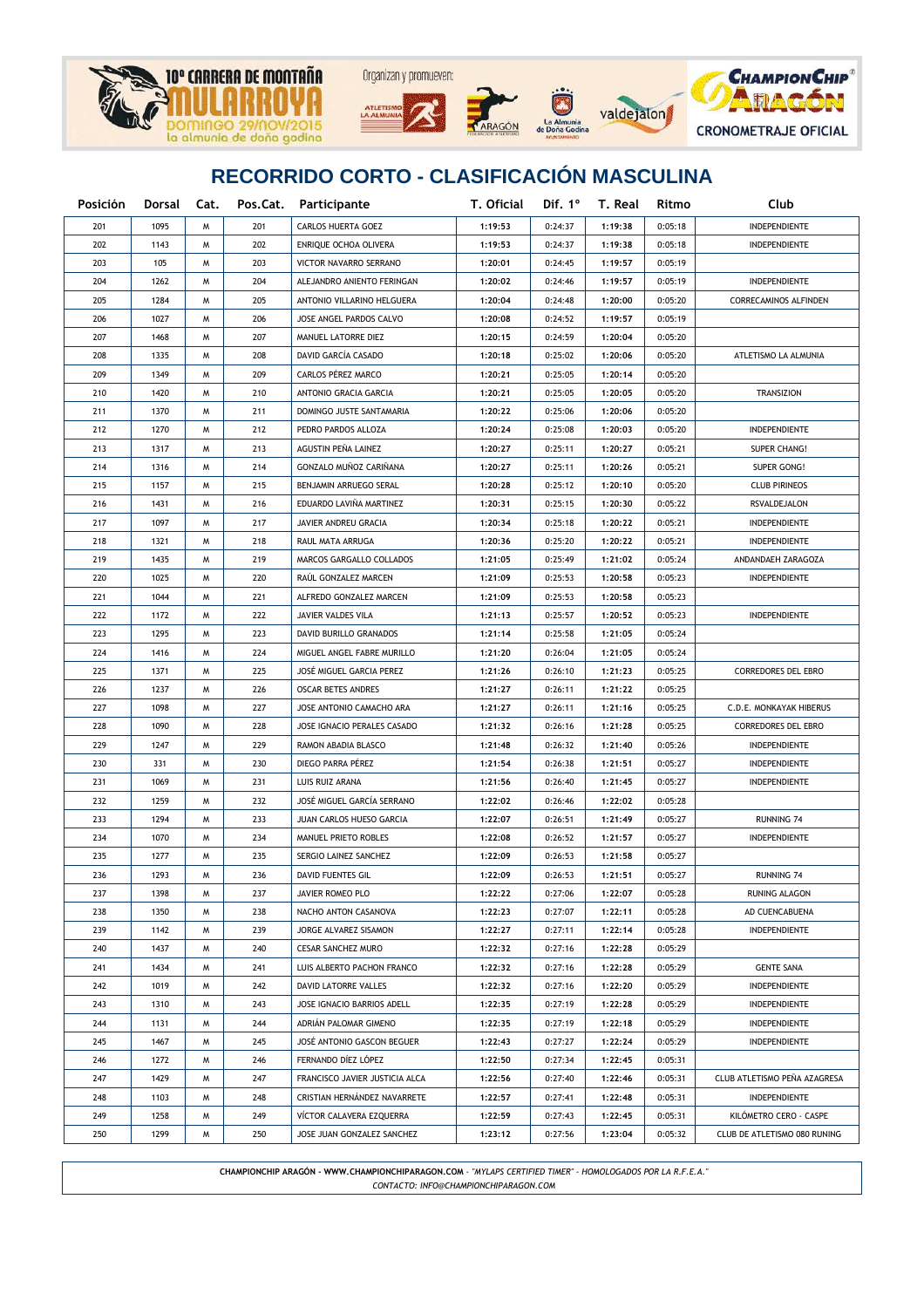## RECORRIDO CORTO - CLASIFICACIÓN MASCULINA

| Posición | Dorsal | Cat. | Pos.Cat. | Participante | T. Oficial | Dif. 1º | T. Real | Ritmo | Club |
|---|---|---|---|---|---|---|---|---|---|
| 201 | 1095 | M | 201 | CARLOS HUERTA GOEZ | 1:19:53 | 0:24:37 | 1:19:38 | 0:05:18 | INDEPENDIENTE |
| 202 | 1143 | M | 202 | ENRIQUE OCHOA OLIVERA | 1:19:53 | 0:24:37 | 1:19:38 | 0:05:18 | INDEPENDIENTE |
| 203 | 105 | M | 203 | VICTOR NAVARRO SERRANO | 1:20:01 | 0:24:45 | 1:19:57 | 0:05:19 | |
| 204 | 1262 | M | 204 | ALEJANDRO ANIENTO FERINGAN | 1:20:02 | 0:24:46 | 1:19:57 | 0:05:19 | INDEPENDIENTE |
| 205 | 1284 | M | 205 | ANTONIO VILLARINO HELGUERA | 1:20:04 | 0:24:48 | 1:20:00 | 0:05:20 | CORRECAMINOS ALFINDEN |
| 206 | 1027 | M | 206 | JOSE ANGEL PARDOS CALVO | 1:20:08 | 0:24:52 | 1:19:57 | 0:05:19 | |
| 207 | 1468 | M | 207 | MANUEL LATORRE DIEZ | 1:20:15 | 0:24:59 | 1:20:04 | 0:05:20 | |
| 208 | 1335 | M | 208 | DAVID GARCÍA CASADO | 1:20:18 | 0:25:02 | 1:20:06 | 0:05:20 | ATLETISMO LA ALMUNIA |
| 209 | 1349 | M | 209 | CARLOS PÉREZ MARCO | 1:20:21 | 0:25:05 | 1:20:14 | 0:05:20 | |
| 210 | 1420 | M | 210 | ANTONIO GRACIA GARCIA | 1:20:21 | 0:25:05 | 1:20:05 | 0:05:20 | TRANSIZION |
| 211 | 1370 | M | 211 | DOMINGO JUSTE SANTAMARIA | 1:20:22 | 0:25:06 | 1:20:06 | 0:05:20 | |
| 212 | 1270 | M | 212 | PEDRO PARDOS ALLOZA | 1:20:24 | 0:25:08 | 1:20:03 | 0:05:20 | INDEPENDIENTE |
| 213 | 1317 | M | 213 | AGUSTIN PEÑA LAINEZ | 1:20:27 | 0:25:11 | 1:20:27 | 0:05:21 | SUPER CHANG! |
| 214 | 1316 | M | 214 | GONZALO MUÑOZ CARIÑANA | 1:20:27 | 0:25:11 | 1:20:26 | 0:05:21 | SUPER GONG! |
| 215 | 1157 | M | 215 | BENJAMIN ARRUEGO SERAL | 1:20:28 | 0:25:12 | 1:20:10 | 0:05:20 | CLUB PIRINEOS |
| 216 | 1431 | M | 216 | EDUARDO LAVIÑA MARTINEZ | 1:20:31 | 0:25:15 | 1:20:30 | 0:05:22 | RSVALDEJALON |
| 217 | 1097 | M | 217 | JAVIER ANDREU GRACIA | 1:20:34 | 0:25:18 | 1:20:22 | 0:05:21 | INDEPENDIENTE |
| 218 | 1321 | M | 218 | RAUL MATA ARRUGA | 1:20:36 | 0:25:20 | 1:20:22 | 0:05:21 | INDEPENDIENTE |
| 219 | 1435 | M | 219 | MARCOS GARGALLO COLLADOS | 1:21:05 | 0:25:49 | 1:21:02 | 0:05:24 | ANDANDAEH ZARAGOZA |
| 220 | 1025 | M | 220 | RAÚL GONZALEZ MARCEN | 1:21:09 | 0:25:53 | 1:20:58 | 0:05:23 | INDEPENDIENTE |
| 221 | 1044 | M | 221 | ALFREDO GONZALEZ MARCEN | 1:21:09 | 0:25:53 | 1:20:58 | 0:05:23 | |
| 222 | 1172 | M | 222 | JAVIER VALDES VILA | 1:21:13 | 0:25:57 | 1:20:52 | 0:05:23 | INDEPENDIENTE |
| 223 | 1295 | M | 223 | DAVID BURILLO GRANADOS | 1:21:14 | 0:25:58 | 1:21:05 | 0:05:24 | |
| 224 | 1416 | M | 224 | MIGUEL ANGEL FABRE MURILLO | 1:21:20 | 0:26:04 | 1:21:05 | 0:05:24 | |
| 225 | 1371 | M | 225 | JOSÉ MIGUEL GARCIA PEREZ | 1:21:26 | 0:26:10 | 1:21:23 | 0:05:25 | CORREDORES DEL EBRO |
| 226 | 1237 | M | 226 | OSCAR BETES ANDRES | 1:21:27 | 0:26:11 | 1:21:22 | 0:05:25 | |
| 227 | 1098 | M | 227 | JOSE ANTONIO CAMACHO ARA | 1:21:27 | 0:26:11 | 1:21:16 | 0:05:25 | C.D.E. MONKAYAK HIBERUS |
| 228 | 1090 | M | 228 | JOSE IGNACIO PERALES CASADO | 1:21:32 | 0:26:16 | 1:21:28 | 0:05:25 | CORREDORES DEL EBRO |
| 229 | 1247 | M | 229 | RAMON ABADIA BLASCO | 1:21:48 | 0:26:32 | 1:21:40 | 0:05:26 | INDEPENDIENTE |
| 230 | 331 | M | 230 | DIEGO PARRA PÉREZ | 1:21:54 | 0:26:38 | 1:21:51 | 0:05:27 | INDEPENDIENTE |
| 231 | 1069 | M | 231 | LUIS RUIZ ARANA | 1:21:56 | 0:26:40 | 1:21:45 | 0:05:27 | INDEPENDIENTE |
| 232 | 1259 | M | 232 | JOSÉ MIGUEL GARCÍA SERRANO | 1:22:02 | 0:26:46 | 1:22:02 | 0:05:28 | |
| 233 | 1294 | M | 233 | JUAN CARLOS HUESO GARCIA | 1:22:07 | 0:26:51 | 1:21:49 | 0:05:27 | RUNNING 74 |
| 234 | 1070 | M | 234 | MANUEL PRIETO ROBLES | 1:22:08 | 0:26:52 | 1:21:57 | 0:05:27 | INDEPENDIENTE |
| 235 | 1277 | M | 235 | SERGIO LAINEZ SANCHEZ | 1:22:09 | 0:26:53 | 1:21:58 | 0:05:27 | |
| 236 | 1293 | M | 236 | DAVID FUENTES GIL | 1:22:09 | 0:26:53 | 1:21:51 | 0:05:27 | RUNNING 74 |
| 237 | 1398 | M | 237 | JAVIER ROMEO PLO | 1:22:22 | 0:27:06 | 1:22:07 | 0:05:28 | RUNING ALAGON |
| 238 | 1350 | M | 238 | NACHO ANTON CASANOVA | 1:22:23 | 0:27:07 | 1:22:11 | 0:05:28 | AD CUENCABUENA |
| 239 | 1142 | M | 239 | JORGE ALVAREZ SISAMON | 1:22:27 | 0:27:11 | 1:22:14 | 0:05:28 | INDEPENDIENTE |
| 240 | 1437 | M | 240 | CESAR SANCHEZ MURO | 1:22:32 | 0:27:16 | 1:22:28 | 0:05:29 | |
| 241 | 1434 | M | 241 | LUIS ALBERTO PACHON FRANCO | 1:22:32 | 0:27:16 | 1:22:28 | 0:05:29 | GENTE SANA |
| 242 | 1019 | M | 242 | DAVID LATORRE VALLES | 1:22:32 | 0:27:16 | 1:22:20 | 0:05:29 | INDEPENDIENTE |
| 243 | 1310 | M | 243 | JOSE IGNACIO BARRIOS ADELL | 1:22:35 | 0:27:19 | 1:22:28 | 0:05:29 | INDEPENDIENTE |
| 244 | 1131 | M | 244 | ADRIÁN PALOMAR GIMENO | 1:22:35 | 0:27:19 | 1:22:18 | 0:05:29 | INDEPENDIENTE |
| 245 | 1467 | M | 245 | JOSÉ ANTONIO GASCON BEGUER | 1:22:43 | 0:27:27 | 1:22:24 | 0:05:29 | INDEPENDIENTE |
| 246 | 1272 | M | 246 | FERNANDO DÍEZ LÓPEZ | 1:22:50 | 0:27:34 | 1:22:45 | 0:05:31 | |
| 247 | 1429 | M | 247 | FRANCISCO JAVIER JUSTICIA ALCA | 1:22:56 | 0:27:40 | 1:22:46 | 0:05:31 | CLUB ATLETISMO PEÑA AZAGRESA |
| 248 | 1103 | M | 248 | CRISTIAN HERNÁNDEZ NAVARRETE | 1:22:57 | 0:27:41 | 1:22:48 | 0:05:31 | INDEPENDIENTE |
| 249 | 1258 | M | 249 | VÍCTOR CALAVERA EZQUERRA | 1:22:59 | 0:27:43 | 1:22:45 | 0:05:31 | KILÓMETRO CERO - CASPE |
| 250 | 1299 | M | 250 | JOSE JUAN GONZALEZ SANCHEZ | 1:23:12 | 0:27:56 | 1:23:04 | 0:05:32 | CLUB DE ATLETISMO 080 RUNING |

**CHAMPIONCHIP ARAGÓN - WWW.CHAMPIONCHIPARAGON.COM** - *"MYLAPS CERTIFIED TIMER" - HOMOLOGADOS POR LA R.F.E.A."*
*CONTACTO: INFO@CHAMPIONCHIPARAGON.COM*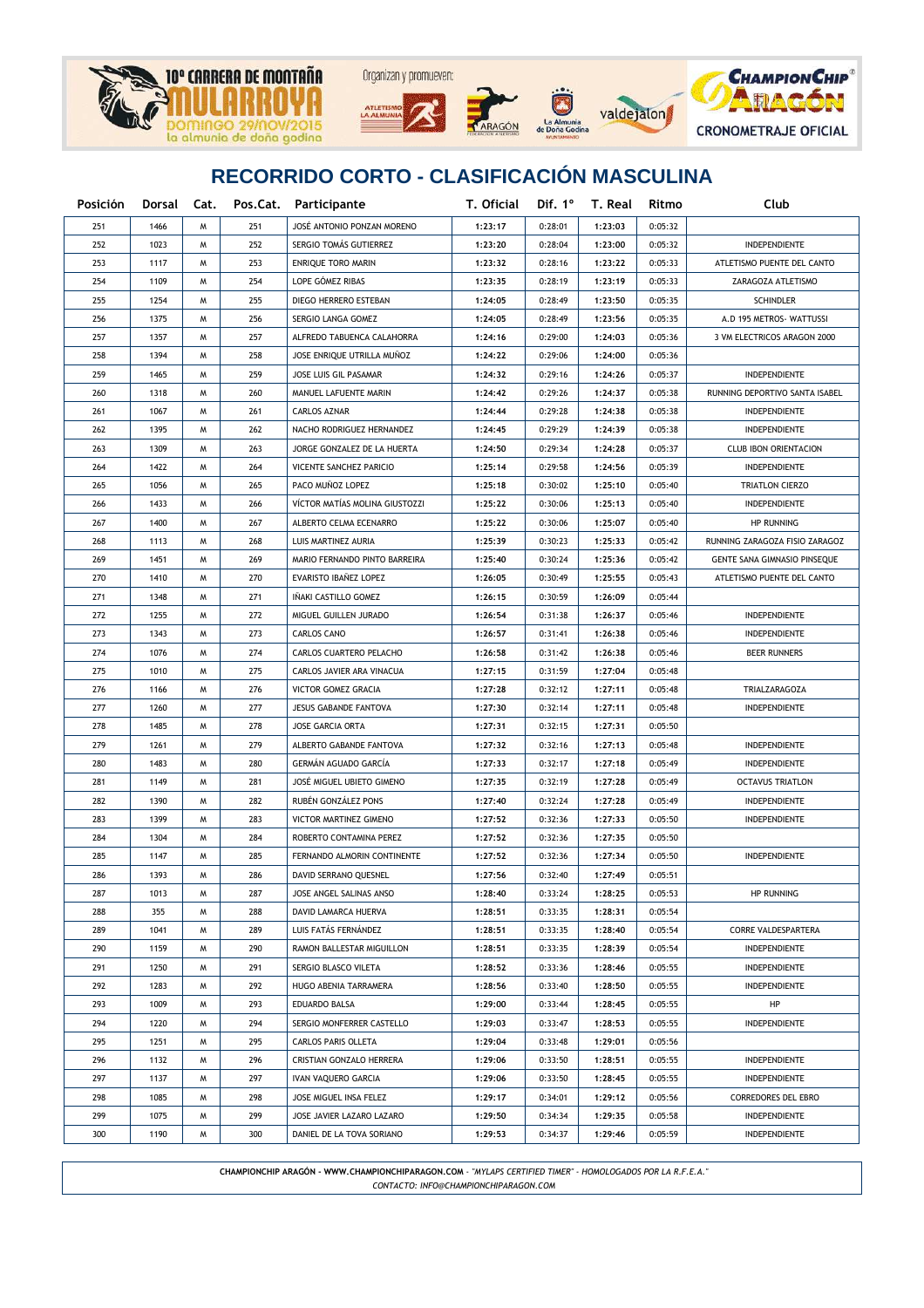## RECORRIDO CORTO - CLASIFICACIÓN MASCULINA

| Posición | Dorsal | Cat. | Pos.Cat. | Participante | T. Oficial | Dif. 1º | T. Real | Ritmo | Club |
|---|---|---|---|---|---|---|---|---|---|
| 251 | 1466 | M | 251 | JOSÉ ANTONIO PONZAN MORENO | 1:23:17 | 0:28:01 | 1:23:03 | 0:05:32 | |
| 252 | 1023 | M | 252 | SERGIO TOMÁS GUTIERREZ | 1:23:20 | 0:28:04 | 1:23:00 | 0:05:32 | INDEPENDIENTE |
| 253 | 1117 | M | 253 | ENRIQUE TORO MARIN | 1:23:32 | 0:28:16 | 1:23:22 | 0:05:33 | ATLETISMO PUENTE DEL CANTO |
| 254 | 1109 | M | 254 | LOPE GÓMEZ RIBAS | 1:23:35 | 0:28:19 | 1:23:19 | 0:05:33 | ZARAGOZA ATLETISMO |
| 255 | 1254 | M | 255 | DIEGO HERRERO ESTEBAN | 1:24:05 | 0:28:49 | 1:23:50 | 0:05:35 | SCHINDLER |
| 256 | 1375 | M | 256 | SERGIO LANGA GOMEZ | 1:24:05 | 0:28:49 | 1:23:56 | 0:05:35 | A.D 195 METROS- WATTUSSI |
| 257 | 1357 | M | 257 | ALFREDO TABUENCA CALAHORRA | 1:24:16 | 0:29:00 | 1:24:03 | 0:05:36 | 3 VM ELECTRICOS ARAGON 2000 |
| 258 | 1394 | M | 258 | JOSE ENRIQUE UTRILLA MUÑOZ | 1:24:22 | 0:29:06 | 1:24:00 | 0:05:36 | |
| 259 | 1465 | M | 259 | JOSE LUIS GIL PASAMAR | 1:24:32 | 0:29:16 | 1:24:26 | 0:05:37 | INDEPENDIENTE |
| 260 | 1318 | M | 260 | MANUEL LAFUENTE MARIN | 1:24:42 | 0:29:26 | 1:24:37 | 0:05:38 | RUNNING DEPORTIVO SANTA ISABEL |
| 261 | 1067 | M | 261 | CARLOS AZNAR | 1:24:44 | 0:29:28 | 1:24:38 | 0:05:38 | INDEPENDIENTE |
| 262 | 1395 | M | 262 | NACHO RODRIGUEZ HERNANDEZ | 1:24:45 | 0:29:29 | 1:24:39 | 0:05:38 | INDEPENDIENTE |
| 263 | 1309 | M | 263 | JORGE GONZALEZ DE LA HUERTA | 1:24:50 | 0:29:34 | 1:24:28 | 0:05:37 | CLUB IBON ORIENTACION |
| 264 | 1422 | M | 264 | VICENTE SANCHEZ PARICIO | 1:25:14 | 0:29:58 | 1:24:56 | 0:05:39 | INDEPENDIENTE |
| 265 | 1056 | M | 265 | PACO MUÑOZ LOPEZ | 1:25:18 | 0:30:02 | 1:25:10 | 0:05:40 | TRIATLON CIERZO |
| 266 | 1433 | M | 266 | VÍCTOR MATÍAS MOLINA GIUSTOZZI | 1:25:22 | 0:30:06 | 1:25:13 | 0:05:40 | INDEPENDIENTE |
| 267 | 1400 | M | 267 | ALBERTO CELMA ECENARRO | 1:25:22 | 0:30:06 | 1:25:07 | 0:05:40 | HP RUNNING |
| 268 | 1113 | M | 268 | LUIS MARTINEZ AURIA | 1:25:39 | 0:30:23 | 1:25:33 | 0:05:42 | RUNNING ZARAGOZA FISIO ZARAGOZ |
| 269 | 1451 | M | 269 | MARIO FERNANDO PINTO BARREIRA | 1:25:40 | 0:30:24 | 1:25:36 | 0:05:42 | GENTE SANA GIMNASIO PINSEQUE |
| 270 | 1410 | M | 270 | EVARISTO IBAÑEZ LOPEZ | 1:26:05 | 0:30:49 | 1:25:55 | 0:05:43 | ATLETISMO PUENTE DEL CANTO |
| 271 | 1348 | M | 271 | IÑAKI CASTILLO GOMEZ | 1:26:15 | 0:30:59 | 1:26:09 | 0:05:44 | |
| 272 | 1255 | M | 272 | MIGUEL GUILLEN JURADO | 1:26:54 | 0:31:38 | 1:26:37 | 0:05:46 | INDEPENDIENTE |
| 273 | 1343 | M | 273 | CARLOS CANO | 1:26:57 | 0:31:41 | 1:26:38 | 0:05:46 | INDEPENDIENTE |
| 274 | 1076 | M | 274 | CARLOS CUARTERO PELACHO | 1:26:58 | 0:31:42 | 1:26:38 | 0:05:46 | BEER RUNNERS |
| 275 | 1010 | M | 275 | CARLOS JAVIER ARA VINACUA | 1:27:15 | 0:31:59 | 1:27:04 | 0:05:48 | |
| 276 | 1166 | M | 276 | VICTOR GOMEZ GRACIA | 1:27:28 | 0:32:12 | 1:27:11 | 0:05:48 | TRIALZARAGOZA |
| 277 | 1260 | M | 277 | JESUS GABANDE FANTOVA | 1:27:30 | 0:32:14 | 1:27:11 | 0:05:48 | INDEPENDIENTE |
| 278 | 1485 | M | 278 | JOSE GARCIA ORTA | 1:27:31 | 0:32:15 | 1:27:31 | 0:05:50 | |
| 279 | 1261 | M | 279 | ALBERTO GABANDE FANTOVA | 1:27:32 | 0:32:16 | 1:27:13 | 0:05:48 | INDEPENDIENTE |
| 280 | 1483 | M | 280 | GERMÁN AGUADO GARCÍA | 1:27:33 | 0:32:17 | 1:27:18 | 0:05:49 | INDEPENDIENTE |
| 281 | 1149 | M | 281 | JOSÉ MIGUEL UBIETO GIMENO | 1:27:35 | 0:32:19 | 1:27:28 | 0:05:49 | OCTAVUS TRIATLON |
| 282 | 1390 | M | 282 | RUBÉN GONZÁLEZ PONS | 1:27:40 | 0:32:24 | 1:27:28 | 0:05:49 | INDEPENDIENTE |
| 283 | 1399 | M | 283 | VICTOR MARTINEZ GIMENO | 1:27:52 | 0:32:36 | 1:27:33 | 0:05:50 | INDEPENDIENTE |
| 284 | 1304 | M | 284 | ROBERTO CONTAMINA PEREZ | 1:27:52 | 0:32:36 | 1:27:35 | 0:05:50 | |
| 285 | 1147 | M | 285 | FERNANDO ALMORIN CONTINENTE | 1:27:52 | 0:32:36 | 1:27:34 | 0:05:50 | INDEPENDIENTE |
| 286 | 1393 | M | 286 | DAVID SERRANO QUESNEL | 1:27:56 | 0:32:40 | 1:27:49 | 0:05:51 | |
| 287 | 1013 | M | 287 | JOSE ANGEL SALINAS ANSO | 1:28:40 | 0:33:24 | 1:28:25 | 0:05:53 | HP RUNNING |
| 288 | 355 | M | 288 | DAVID LAMARCA HUERVA | 1:28:51 | 0:33:35 | 1:28:31 | 0:05:54 | |
| 289 | 1041 | M | 289 | LUIS FATÁS FERNÁNDEZ | 1:28:51 | 0:33:35 | 1:28:40 | 0:05:54 | CORRE VALDESPARTERA |
| 290 | 1159 | M | 290 | RAMON BALLESTAR MIGUILLON | 1:28:51 | 0:33:35 | 1:28:39 | 0:05:54 | INDEPENDIENTE |
| 291 | 1250 | M | 291 | SERGIO BLASCO VILETA | 1:28:52 | 0:33:36 | 1:28:46 | 0:05:55 | INDEPENDIENTE |
| 292 | 1283 | M | 292 | HUGO ABENIA TARRAMERA | 1:28:56 | 0:33:40 | 1:28:50 | 0:05:55 | INDEPENDIENTE |
| 293 | 1009 | M | 293 | EDUARDO BALSA | 1:29:00 | 0:33:44 | 1:28:45 | 0:05:55 | HP |
| 294 | 1220 | M | 294 | SERGIO MONFERRER CASTELLO | 1:29:03 | 0:33:47 | 1:28:53 | 0:05:55 | INDEPENDIENTE |
| 295 | 1251 | M | 295 | CARLOS PARIS OLLETA | 1:29:04 | 0:33:48 | 1:29:01 | 0:05:56 | |
| 296 | 1132 | M | 296 | CRISTIAN GONZALO HERRERA | 1:29:06 | 0:33:50 | 1:28:51 | 0:05:55 | INDEPENDIENTE |
| 297 | 1137 | M | 297 | IVAN VAQUERO GARCIA | 1:29:06 | 0:33:50 | 1:28:45 | 0:05:55 | INDEPENDIENTE |
| 298 | 1085 | M | 298 | JOSE MIGUEL INSA FELEZ | 1:29:17 | 0:34:01 | 1:29:12 | 0:05:56 | CORREDORES DEL EBRO |
| 299 | 1075 | M | 299 | JOSE JAVIER LAZARO LAZARO | 1:29:50 | 0:34:34 | 1:29:35 | 0:05:58 | INDEPENDIENTE |
| 300 | 1190 | M | 300 | DANIEL DE LA TOVA SORIANO | 1:29:53 | 0:34:37 | 1:29:46 | 0:05:59 | INDEPENDIENTE |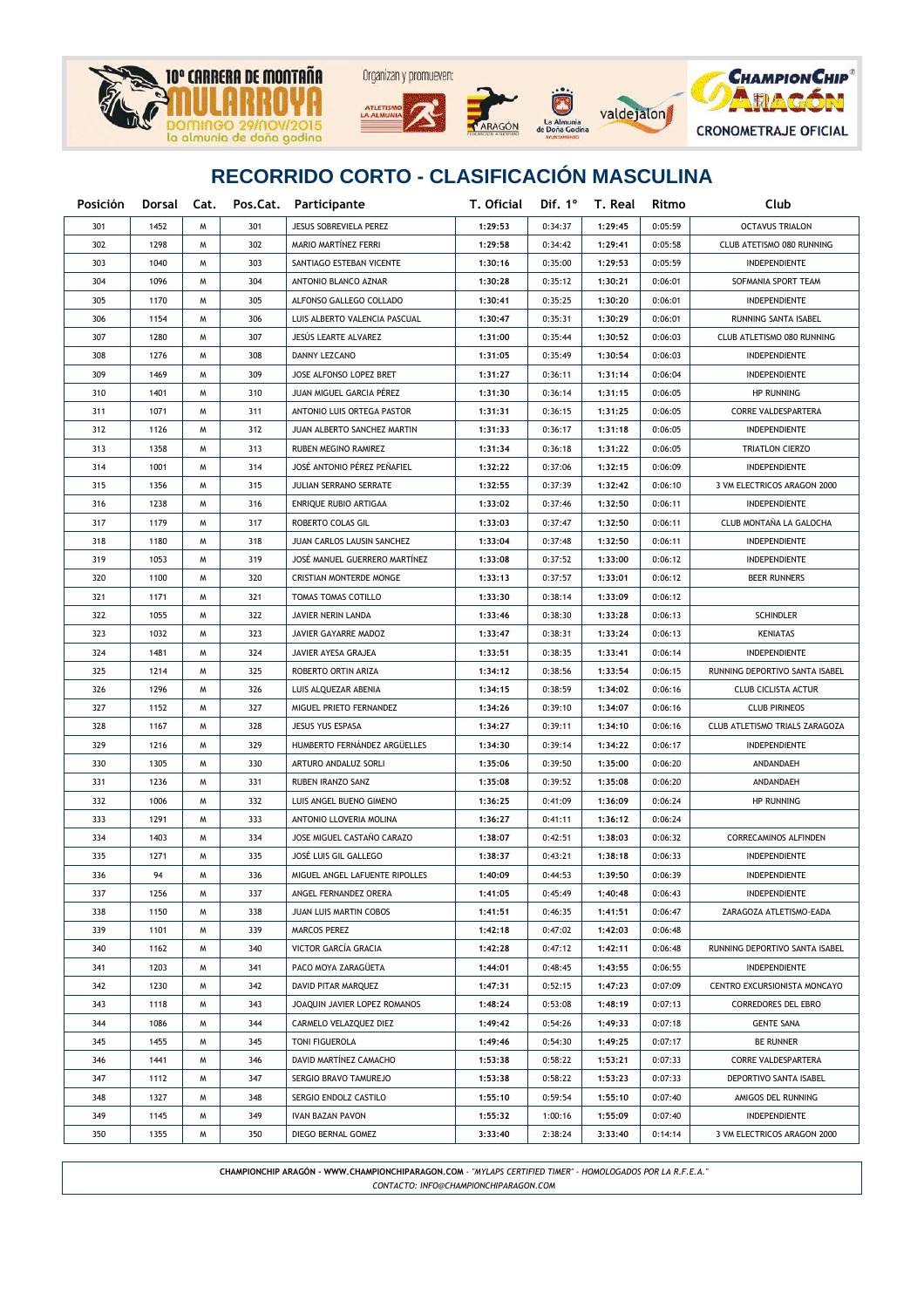## RECORRIDO CORTO - CLASIFICACIÓN MASCULINA

| Posición | Dorsal | Cat. | Pos.Cat. | Participante | T. Oficial | Dif. 1º | T. Real | Ritmo | Club |
|---|---|---|---|---|---|---|---|---|---|
| 301 | 1452 | M | 301 | JESUS SOBREVIELA PEREZ | **1:29:53** | 0:34:37 | **1:29:45** | 0:05:59 | OCTAVUS TRIALON |
| 302 | 1298 | M | 302 | MARIO MARTÍNEZ FERRI | **1:29:58** | 0:34:42 | **1:29:41** | 0:05:58 | CLUB ATETISMO 080 RUNNING |
| 303 | 1040 | M | 303 | SANTIAGO ESTEBAN VICENTE | **1:30:16** | 0:35:00 | **1:29:53** | 0:05:59 | INDEPENDIENTE |
| 304 | 1096 | M | 304 | ANTONIO BLANCO AZNAR | **1:30:28** | 0:35:12 | **1:30:21** | 0:06:01 | SOFMANIA SPORT TEAM |
| 305 | 1170 | M | 305 | ALFONSO GALLEGO COLLADO | **1:30:41** | 0:35:25 | **1:30:20** | 0:06:01 | INDEPENDIENTE |
| 306 | 1154 | M | 306 | LUIS ALBERTO VALENCIA PASCUAL | **1:30:47** | 0:35:31 | **1:30:29** | 0:06:01 | RUNNING SANTA ISABEL |
| 307 | 1280 | M | 307 | JESÚS LEARTE ALVAREZ | **1:31:00** | 0:35:44 | **1:30:52** | 0:06:03 | CLUB ATLETISMO 080 RUNNING |
| 308 | 1276 | M | 308 | DANNY LEZCANO | **1:31:05** | 0:35:49 | **1:30:54** | 0:06:03 | INDEPENDIENTE |
| 309 | 1469 | M | 309 | JOSE ALFONSO LOPEZ BRET | **1:31:27** | 0:36:11 | **1:31:14** | 0:06:04 | INDEPENDIENTE |
| 310 | 1401 | M | 310 | JUAN MIGUEL GARCIA PÉREZ | **1:31:30** | 0:36:14 | **1:31:15** | 0:06:05 | HP RUNNING |
| 311 | 1071 | M | 311 | ANTONIO LUIS ORTEGA PASTOR | **1:31:31** | 0:36:15 | **1:31:25** | 0:06:05 | CORRE VALDESPARTERA |
| 312 | 1126 | M | 312 | JUAN ALBERTO SANCHEZ MARTIN | **1:31:33** | 0:36:17 | **1:31:18** | 0:06:05 | INDEPENDIENTE |
| 313 | 1358 | M | 313 | RUBEN MEGINO RAMIREZ | **1:31:34** | 0:36:18 | **1:31:22** | 0:06:05 | TRIATLON CIERZO |
| 314 | 1001 | M | 314 | JOSÉ ANTONIO PÉREZ PEÑAFIEL | **1:32:22** | 0:37:06 | **1:32:15** | 0:06:09 | INDEPENDIENTE |
| 315 | 1356 | M | 315 | JULIAN SERRANO SERRATE | **1:32:55** | 0:37:39 | **1:32:42** | 0:06:10 | 3 VM ELECTRICOS ARAGON 2000 |
| 316 | 1238 | M | 316 | ENRIQUE RUBIO ARTIGAA | **1:33:02** | 0:37:46 | **1:32:50** | 0:06:11 | INDEPENDIENTE |
| 317 | 1179 | M | 317 | ROBERTO COLAS GIL | **1:33:03** | 0:37:47 | **1:32:50** | 0:06:11 | CLUB MONTAÑA LA GALOCHA |
| 318 | 1180 | M | 318 | JUAN CARLOS LAUSIN SANCHEZ | **1:33:04** | 0:37:48 | **1:32:50** | 0:06:11 | INDEPENDIENTE |
| 319 | 1053 | M | 319 | JOSÉ MANUEL GUERRERO MARTÍNEZ | **1:33:08** | 0:37:52 | **1:33:00** | 0:06:12 | INDEPENDIENTE |
| 320 | 1100 | M | 320 | CRISTIAN MONTERDE MONGE | **1:33:13** | 0:37:57 | **1:33:01** | 0:06:12 | BEER RUNNERS |
| 321 | 1171 | M | 321 | TOMAS TOMAS COTILLO | **1:33:30** | 0:38:14 | **1:33:09** | 0:06:12 | |
| 322 | 1055 | M | 322 | JAVIER NERIN LANDA | **1:33:46** | 0:38:30 | **1:33:28** | 0:06:13 | SCHINDLER |
| 323 | 1032 | M | 323 | JAVIER GAYARRE MADOZ | **1:33:47** | 0:38:31 | **1:33:24** | 0:06:13 | KENIATAS |
| 324 | 1481 | M | 324 | JAVIER AYESA GRAJEA | **1:33:51** | 0:38:35 | **1:33:41** | 0:06:14 | INDEPENDIENTE |
| 325 | 1214 | M | 325 | ROBERTO ORTIN ARIZA | **1:34:12** | 0:38:56 | **1:33:54** | 0:06:15 | RUNNING DEPORTIVO SANTA ISABEL |
| 326 | 1296 | M | 326 | LUIS ALQUEZAR ABENIA | **1:34:15** | 0:38:59 | **1:34:02** | 0:06:16 | CLUB CICLISTA ACTUR |
| 327 | 1152 | M | 327 | MIGUEL PRIETO FERNANDEZ | **1:34:26** | 0:39:10 | **1:34:07** | 0:06:16 | CLUB PIRINEOS |
| 328 | 1167 | M | 328 | JESUS YUS ESPASA | **1:34:27** | 0:39:11 | **1:34:10** | 0:06:16 | CLUB ATLETISMO TRIALS ZARAGOZA |
| 329 | 1216 | M | 329 | HUMBERTO FERNÁNDEZ ARGÜELLES | **1:34:30** | 0:39:14 | **1:34:22** | 0:06:17 | INDEPENDIENTE |
| 330 | 1305 | M | 330 | ARTURO ANDALUZ SORLI | **1:35:06** | 0:39:50 | **1:35:00** | 0:06:20 | ANDANDAEH |
| 331 | 1236 | M | 331 | RUBEN IRANZO SANZ | **1:35:08** | 0:39:52 | **1:35:08** | 0:06:20 | ANDANDAEH |
| 332 | 1006 | M | 332 | LUIS ANGEL BUENO GIMENO | **1:36:25** | 0:41:09 | **1:36:09** | 0:06:24 | HP RUNNING |
| 333 | 1291 | M | 333 | ANTONIO LLOVERIA MOLINA | **1:36:27** | 0:41:11 | **1:36:12** | 0:06:24 | |
| 334 | 1403 | M | 334 | JOSE MIGUEL CASTAÑO CARAZO | **1:38:07** | 0:42:51 | **1:38:03** | 0:06:32 | CORRECAMINOS ALFINDEN |
| 335 | 1271 | M | 335 | JOSÉ LUIS GIL GALLEGO | **1:38:37** | 0:43:21 | **1:38:18** | 0:06:33 | INDEPENDIENTE |
| 336 | 94 | M | 336 | MIGUEL ANGEL LAFUENTE RIPOLLES | **1:40:09** | 0:44:53 | **1:39:50** | 0:06:39 | INDEPENDIENTE |
| 337 | 1256 | M | 337 | ANGEL FERNANDEZ ORERA | **1:41:05** | 0:45:49 | **1:40:48** | 0:06:43 | INDEPENDIENTE |
| 338 | 1150 | M | 338 | JUAN LUIS MARTIN COBOS | **1:41:51** | 0:46:35 | **1:41:51** | 0:06:47 | ZARAGOZA ATLETISMO-EADA |
| 339 | 1101 | M | 339 | MARCOS PEREZ | **1:42:18** | 0:47:02 | **1:42:03** | 0:06:48 | |
| 340 | 1162 | M | 340 | VICTOR GARCÍA GRACIA | **1:42:28** | 0:47:12 | **1:42:11** | 0:06:48 | RUNNING DEPORTIVO SANTA ISABEL |
| 341 | 1203 | M | 341 | PACO MOYA ZARAGÜETA | **1:44:01** | 0:48:45 | **1:43:55** | 0:06:55 | INDEPENDIENTE |
| 342 | 1230 | M | 342 | DAVID PITAR MARQUEZ | **1:47:31** | 0:52:15 | **1:47:23** | 0:07:09 | CENTRO EXCURSIONISTA MONCAYO |
| 343 | 1118 | M | 343 | JOAQUIN JAVIER LOPEZ ROMANOS | **1:48:24** | 0:53:08 | **1:48:19** | 0:07:13 | CORREDORES DEL EBRO |
| 344 | 1086 | M | 344 | CARMELO VELAZQUEZ DIEZ | **1:49:42** | 0:54:26 | **1:49:33** | 0:07:18 | GENTE SANA |
| 345 | 1455 | M | 345 | TONI FIGUEROLA | **1:49:46** | 0:54:30 | **1:49:25** | 0:07:17 | BE RUNNER |
| 346 | 1441 | M | 346 | DAVID MARTÍNEZ CAMACHO | **1:53:38** | 0:58:22 | **1:53:21** | 0:07:33 | CORRE VALDESPARTERA |
| 347 | 1112 | M | 347 | SERGIO BRAVO TAMUREJO | **1:53:38** | 0:58:22 | **1:53:23** | 0:07:33 | DEPORTIVO SANTA ISABEL |
| 348 | 1327 | M | 348 | SERGIO ENDOLZ CASTILO | **1:55:10** | 0:59:54 | **1:55:10** | 0:07:40 | AMIGOS DEL RUNNING |
| 349 | 1145 | M | 349 | IVAN BAZAN PAVON | **1:55:32** | 1:00:16 | **1:55:09** | 0:07:40 | INDEPENDIENTE |
| 350 | 1355 | M | 350 | DIEGO BERNAL GOMEZ | **3:33:40** | 2:38:24 | **3:33:40** | 0:14:14 | 3 VM ELECTRICOS ARAGON 2000 |

**CHAMPIONCHIP ARAGÓN - WWW.CHAMPIONCHIPARAGON.COM** - *"MYLAPS CERTIFIED TIMER" - HOMOLOGADOS POR LA R.F.E.A."*
*CONTACTO: INFO@CHAMPIONCHIPARAGON.COM*